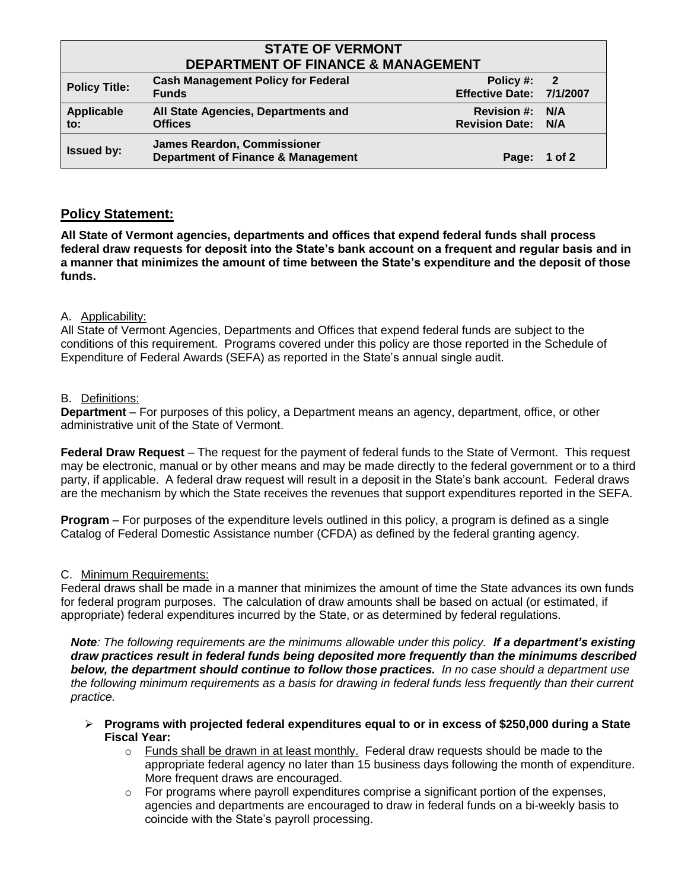| STATE OF VERMONT<br>DEPARTMENT OF FINANCE & MANAGEMENT | | | |
|---|---|---|---|
| **Policy Title:** | **Cash Management Policy for Federal Funds** | **Policy #:**<br>**Effective Date:** | **2**<br>**7/1/2007** |
| **Applicable to:** | **All State Agencies, Departments and Offices** | **Revision #:**<br>**Revision Date:** | **N/A**<br>**N/A** |
| **Issued by:** | **James Reardon, Commissioner**<br>**Department of Finance & Management** | **Page:** | **1 of 2** |

## Policy Statement:

**All State of Vermont agencies, departments and offices that expend federal funds shall process federal draw requests for deposit into the State's bank account on a frequent and regular basis and in a manner that minimizes the amount of time between the State's expenditure and the deposit of those funds.**

A. Applicability:

All State of Vermont Agencies, Departments and Offices that expend federal funds are subject to the conditions of this requirement. Programs covered under this policy are those reported in the Schedule of Expenditure of Federal Awards (SEFA) as reported in the State's annual single audit.

B. Definitions:

**Department** – For purposes of this policy, a Department means an agency, department, office, or other administrative unit of the State of Vermont.

**Federal Draw Request** – The request for the payment of federal funds to the State of Vermont. This request may be electronic, manual or by other means and may be made directly to the federal government or to a third party, if applicable. A federal draw request will result in a deposit in the State's bank account. Federal draws are the mechanism by which the State receives the revenues that support expenditures reported in the SEFA.

**Program** – For purposes of the expenditure levels outlined in this policy, a program is defined as a single Catalog of Federal Domestic Assistance number (CFDA) as defined by the federal granting agency.

C. Minimum Requirements:

Federal draws shall be made in a manner that minimizes the amount of time the State advances its own funds for federal program purposes. The calculation of draw amounts shall be based on actual (or estimated, if appropriate) federal expenditures incurred by the State, or as determined by federal regulations.

*Note: The following requirements are the minimums allowable under this policy.* ***If a department's existing draw practices result in federal funds being deposited more frequently than the minimums described below, the department should continue to follow those practices.*** *In no case should a department use the following minimum requirements as a basis for drawing in federal funds less frequently than their current practice.*

- **Programs with projected federal expenditures equal to or in excess of $250,000 during a State Fiscal Year:**
  - Funds shall be drawn in at least monthly. Federal draw requests should be made to the appropriate federal agency no later than 15 business days following the month of expenditure. More frequent draws are encouraged.
  - For programs where payroll expenditures comprise a significant portion of the expenses, agencies and departments are encouraged to draw in federal funds on a bi-weekly basis to coincide with the State's payroll processing.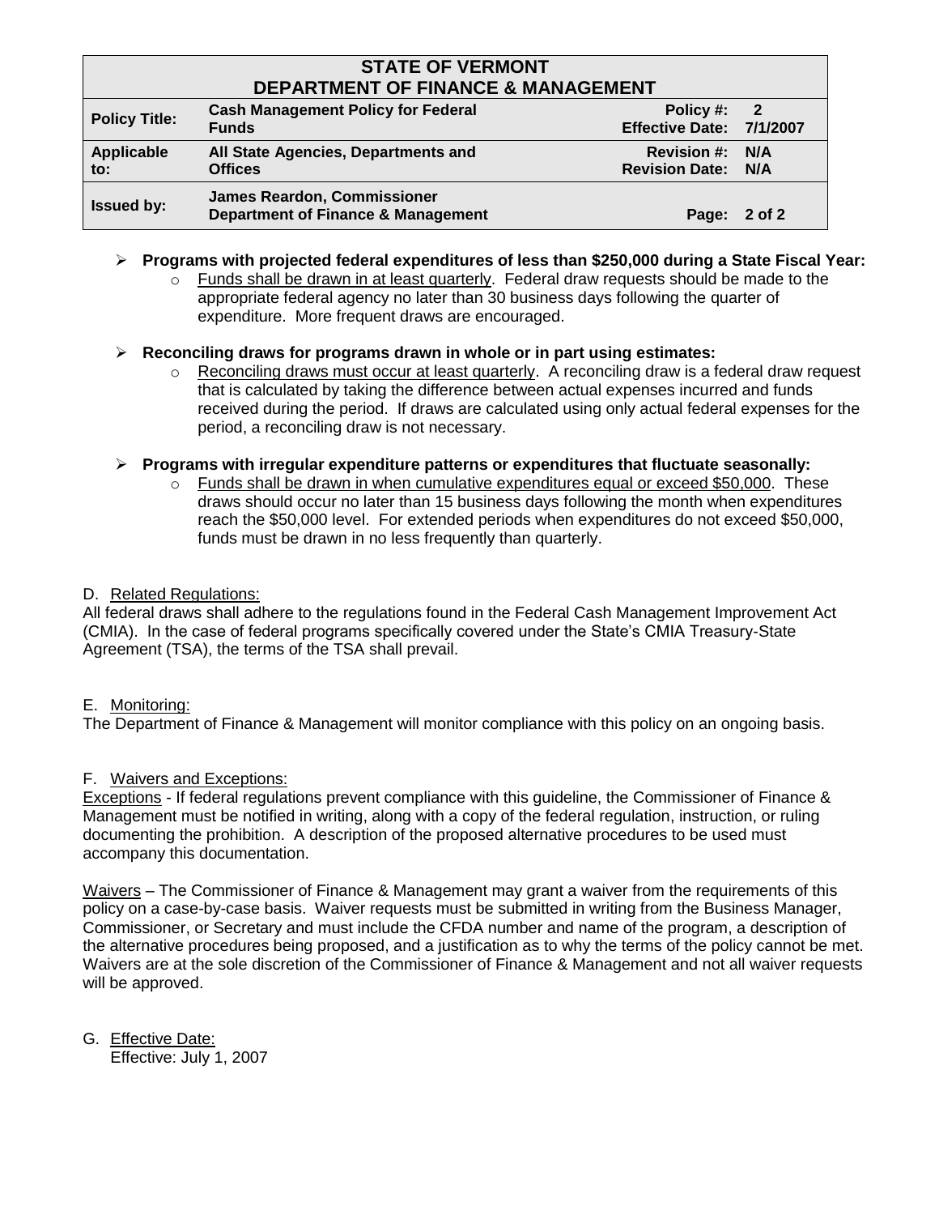| | | | |
|---|---|---|---|
| **STATE OF VERMONT DEPARTMENT OF FINANCE & MANAGEMENT** | | | |
| **Policy Title:** | **Cash Management Policy for Federal Funds** | **Policy #:** **Effective Date:** | **2** **7/1/2007** |
| **Applicable to:** | **All State Agencies, Departments and Offices** | **Revision #:** **Revision Date:** | **N/A** **N/A** |
| **Issued by:** | **James Reardon, Commissioner Department of Finance & Management** | **Page:** | **2 of 2** |

- **Programs with projected federal expenditures of less than $250,000 during a State Fiscal Year:**
  - Funds shall be drawn in at least quarterly. Federal draw requests should be made to the appropriate federal agency no later than 30 business days following the quarter of expenditure. More frequent draws are encouraged.

- **Reconciling draws for programs drawn in whole or in part using estimates:**
  - Reconciling draws must occur at least quarterly. A reconciling draw is a federal draw request that is calculated by taking the difference between actual expenses incurred and funds received during the period. If draws are calculated using only actual federal expenses for the period, a reconciling draw is not necessary.

- **Programs with irregular expenditure patterns or expenditures that fluctuate seasonally:**
  - Funds shall be drawn in when cumulative expenditures equal or exceed $50,000. These draws should occur no later than 15 business days following the month when expenditures reach the $50,000 level. For extended periods when expenditures do not exceed $50,000, funds must be drawn in no less frequently than quarterly.

D. Related Regulations:

All federal draws shall adhere to the regulations found in the Federal Cash Management Improvement Act (CMIA). In the case of federal programs specifically covered under the State's CMIA Treasury-State Agreement (TSA), the terms of the TSA shall prevail.

E. Monitoring:

The Department of Finance & Management will monitor compliance with this policy on an ongoing basis.

F. Waivers and Exceptions:

Exceptions - If federal regulations prevent compliance with this guideline, the Commissioner of Finance & Management must be notified in writing, along with a copy of the federal regulation, instruction, or ruling documenting the prohibition. A description of the proposed alternative procedures to be used must accompany this documentation.

Waivers – The Commissioner of Finance & Management may grant a waiver from the requirements of this policy on a case-by-case basis. Waiver requests must be submitted in writing from the Business Manager, Commissioner, or Secretary and must include the CFDA number and name of the program, a description of the alternative procedures being proposed, and a justification as to why the terms of the policy cannot be met. Waivers are at the sole discretion of the Commissioner of Finance & Management and not all waiver requests will be approved.

G. Effective Date:

Effective: July 1, 2007